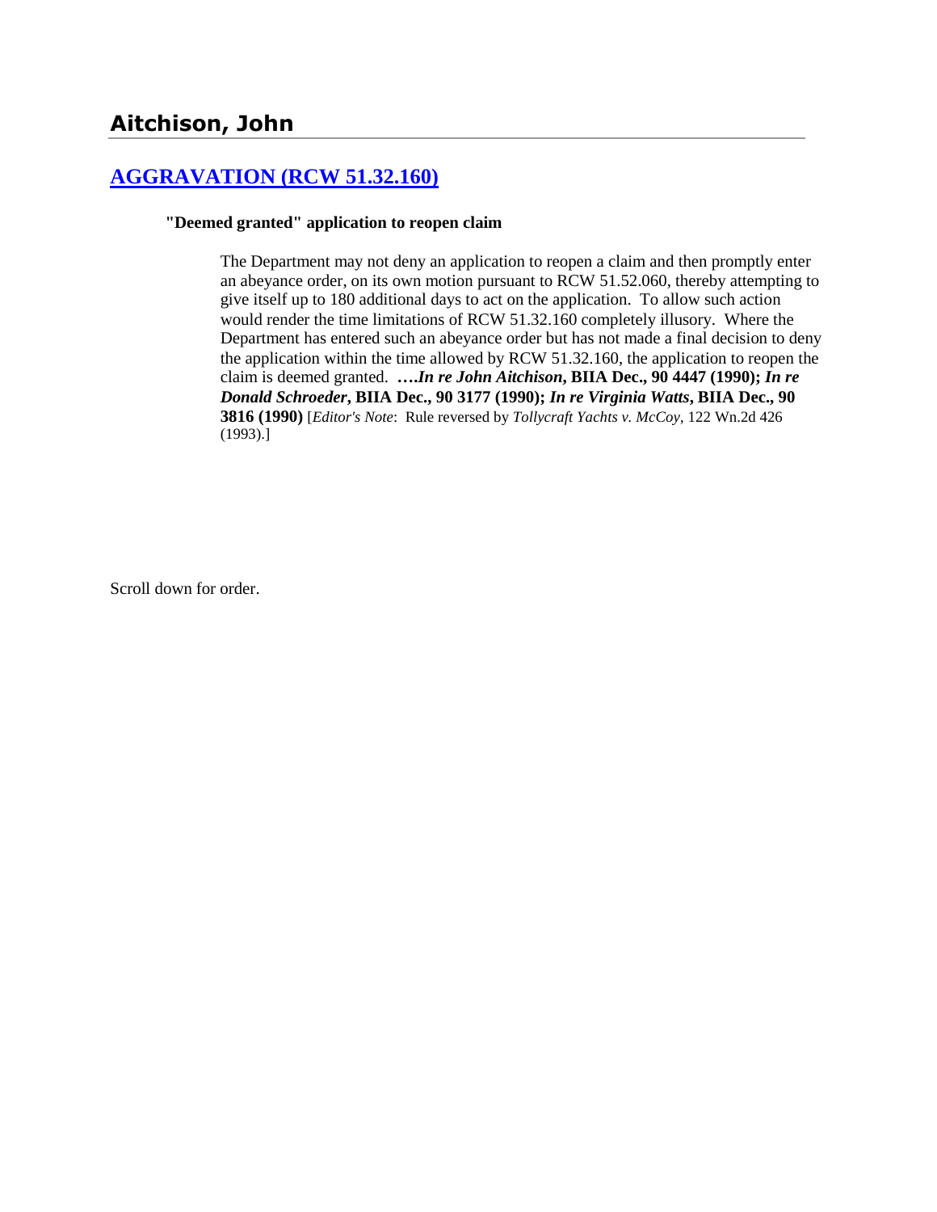# Aitchison, John

## [AGGRAVATION (RCW 51.32.160)]

**"Deemed granted" application to reopen claim**

> The Department may not deny an application to reopen a claim and then promptly enter an abeyance order, on its own motion pursuant to RCW 51.52.060, thereby attempting to give itself up to 180 additional days to act on the application. To allow such action would render the time limitations of RCW 51.32.160 completely illusory. Where the Department has entered such an abeyance order but has not made a final decision to deny the application within the time allowed by RCW 51.32.160, the application to reopen the claim is deemed granted. **….*In re John Aitchison*, BIIA Dec., 90 4447 (1990); *In re Donald Schroeder*, BIIA Dec., 90 3177 (1990); *In re Virginia Watts*, BIIA Dec., 90 3816 (1990)** [*Editor's Note*: Rule reversed by *Tollycraft Yachts v. McCoy*, 122 Wn.2d 426 (1993).]

Scroll down for order.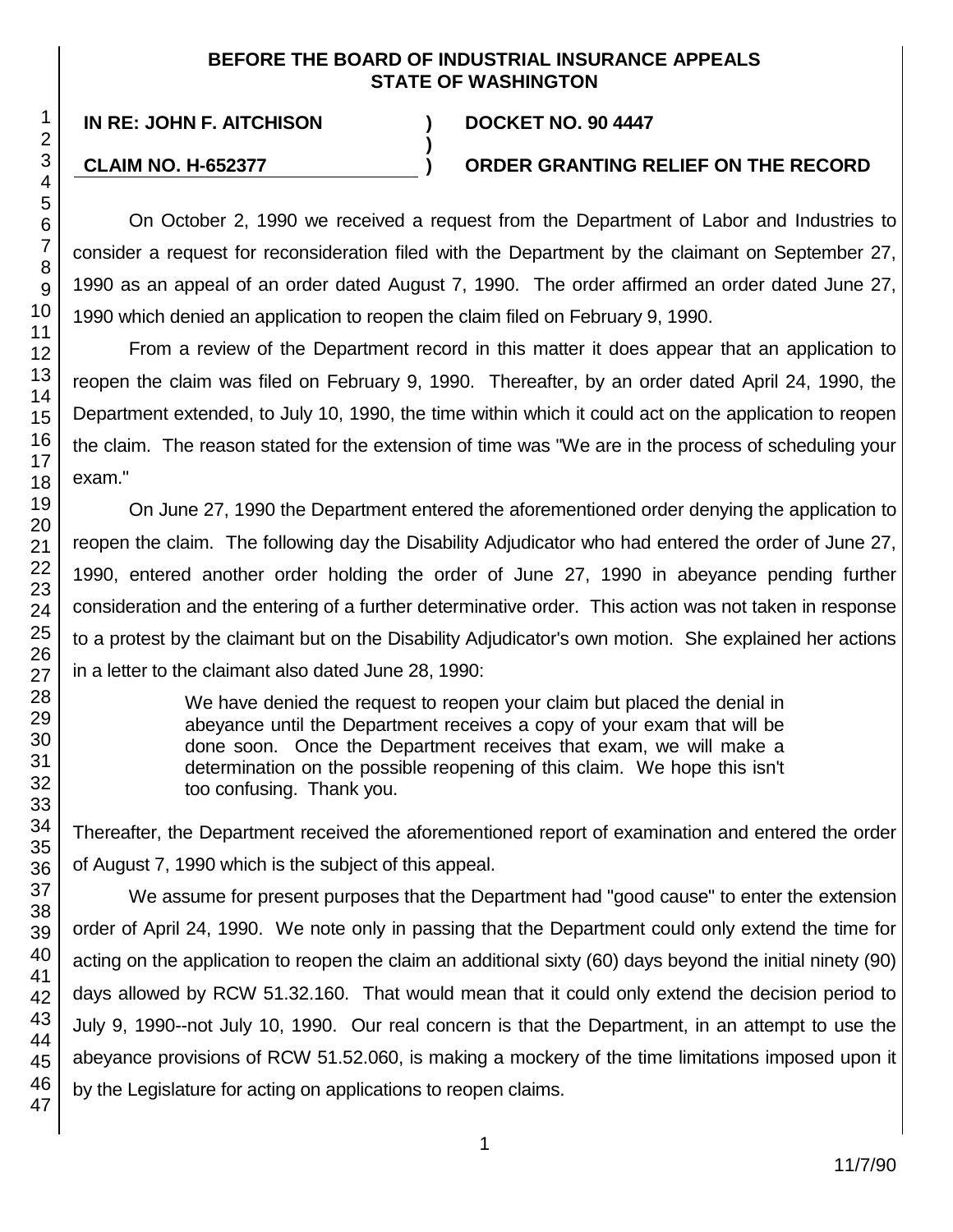**BEFORE THE BOARD OF INDUSTRIAL INSURANCE APPEALS**
**STATE OF WASHINGTON**

**IN RE: JOHN F. AITCHISON** ) **DOCKET NO. 90 4447**
)
**CLAIM NO. H-652377** ) **ORDER GRANTING RELIEF ON THE RECORD**

On October 2, 1990 we received a request from the Department of Labor and Industries to consider a request for reconsideration filed with the Department by the claimant on September 27, 1990 as an appeal of an order dated August 7, 1990. The order affirmed an order dated June 27, 1990 which denied an application to reopen the claim filed on February 9, 1990.

From a review of the Department record in this matter it does appear that an application to reopen the claim was filed on February 9, 1990. Thereafter, by an order dated April 24, 1990, the Department extended, to July 10, 1990, the time within which it could act on the application to reopen the claim. The reason stated for the extension of time was "We are in the process of scheduling your exam."

On June 27, 1990 the Department entered the aforementioned order denying the application to reopen the claim. The following day the Disability Adjudicator who had entered the order of June 27, 1990, entered another order holding the order of June 27, 1990 in abeyance pending further consideration and the entering of a further determinative order. This action was not taken in response to a protest by the claimant but on the Disability Adjudicator's own motion. She explained her actions in a letter to the claimant also dated June 28, 1990:

> We have denied the request to reopen your claim but placed the denial in abeyance until the Department receives a copy of your exam that will be done soon. Once the Department receives that exam, we will make a determination on the possible reopening of this claim. We hope this isn't too confusing. Thank you.

Thereafter, the Department received the aforementioned report of examination and entered the order of August 7, 1990 which is the subject of this appeal.

We assume for present purposes that the Department had "good cause" to enter the extension order of April 24, 1990. We note only in passing that the Department could only extend the time for acting on the application to reopen the claim an additional sixty (60) days beyond the initial ninety (90) days allowed by RCW 51.32.160. That would mean that it could only extend the decision period to July 9, 1990--not July 10, 1990. Our real concern is that the Department, in an attempt to use the abeyance provisions of RCW 51.52.060, is making a mockery of the time limitations imposed upon it by the Legislature for acting on applications to reopen claims.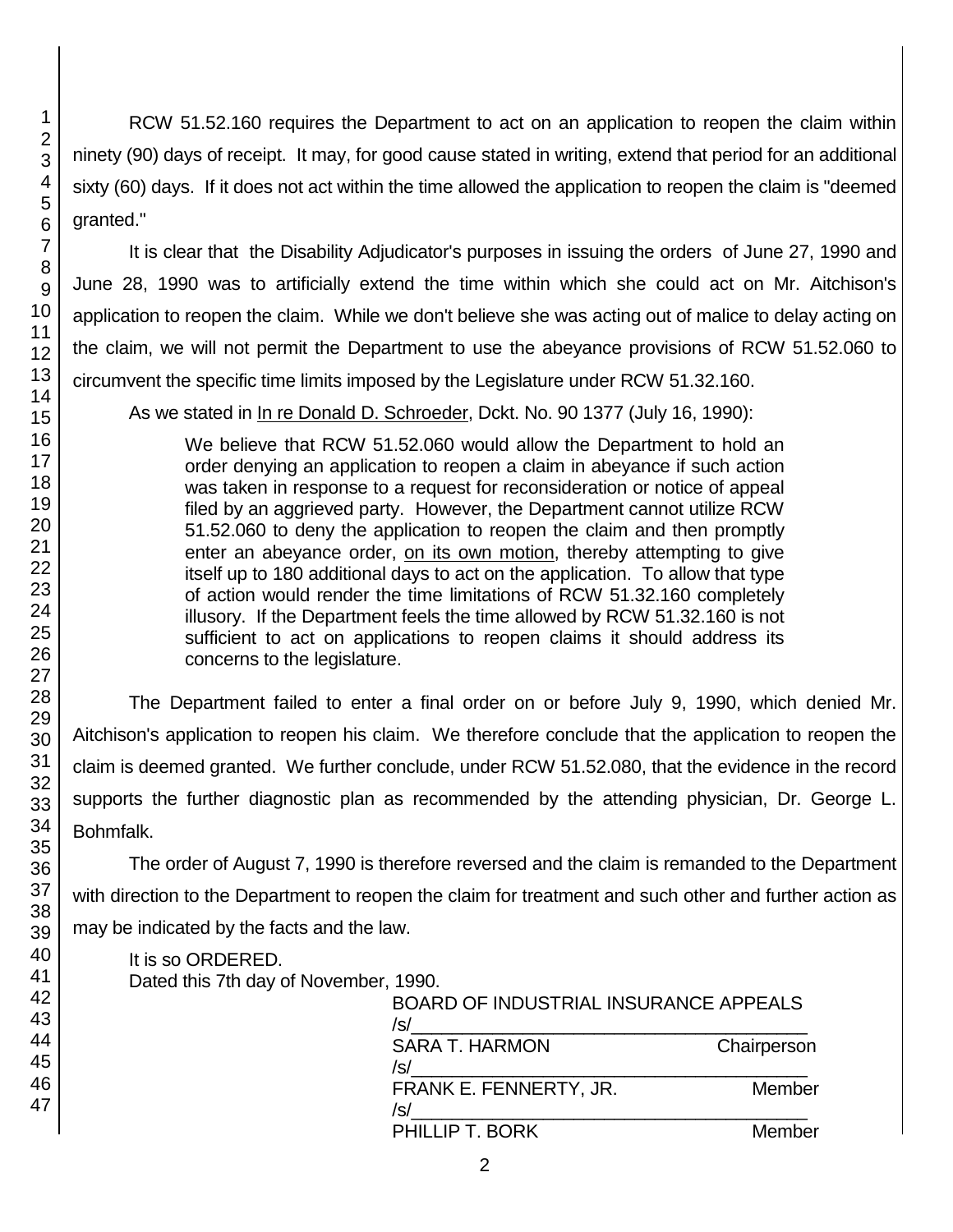RCW 51.52.160 requires the Department to act on an application to reopen the claim within ninety (90) days of receipt. It may, for good cause stated in writing, extend that period for an additional sixty (60) days. If it does not act within the time allowed the application to reopen the claim is "deemed granted."

It is clear that the Disability Adjudicator's purposes in issuing the orders of June 27, 1990 and June 28, 1990 was to artificially extend the time within which she could act on Mr. Aitchison's application to reopen the claim. While we don't believe she was acting out of malice to delay acting on the claim, we will not permit the Department to use the abeyance provisions of RCW 51.52.060 to circumvent the specific time limits imposed by the Legislature under RCW 51.32.160.

As we stated in In re Donald D. Schroeder, Dckt. No. 90 1377 (July 16, 1990):

> We believe that RCW 51.52.060 would allow the Department to hold an order denying an application to reopen a claim in abeyance if such action was taken in response to a request for reconsideration or notice of appeal filed by an aggrieved party. However, the Department cannot utilize RCW 51.52.060 to deny the application to reopen the claim and then promptly enter an abeyance order, on its own motion, thereby attempting to give itself up to 180 additional days to act on the application. To allow that type of action would render the time limitations of RCW 51.32.160 completely illusory. If the Department feels the time allowed by RCW 51.32.160 is not sufficient to act on applications to reopen claims it should address its concerns to the legislature.

The Department failed to enter a final order on or before July 9, 1990, which denied Mr. Aitchison's application to reopen his claim. We therefore conclude that the application to reopen the claim is deemed granted. We further conclude, under RCW 51.52.080, that the evidence in the record supports the further diagnostic plan as recommended by the attending physician, Dr. George L. Bohmfalk.

The order of August 7, 1990 is therefore reversed and the claim is remanded to the Department with direction to the Department to reopen the claim for treatment and such other and further action as may be indicated by the facts and the law.

It is so ORDERED.

Dated this 7th day of November, 1990.

BOARD OF INDUSTRIAL INSURANCE APPEALS

/s/\_\_\_\_\_\_\_\_\_\_\_\_\_\_\_\_\_\_\_\_\_\_\_\_\_\_\_\_\_\_\_\_\_\_\_\_\_\_\_\_

SARA T. HARMON Chairperson

/s/\_\_\_\_\_\_\_\_\_\_\_\_\_\_\_\_\_\_\_\_\_\_\_\_\_\_\_\_\_\_\_\_\_\_\_\_\_\_\_\_

FRANK E. FENNERTY, JR. Member

/s/\_\_\_\_\_\_\_\_\_\_\_\_\_\_\_\_\_\_\_\_\_\_\_\_\_\_\_\_\_\_\_\_\_\_\_\_\_\_\_\_

PHILLIP T. BORK Member